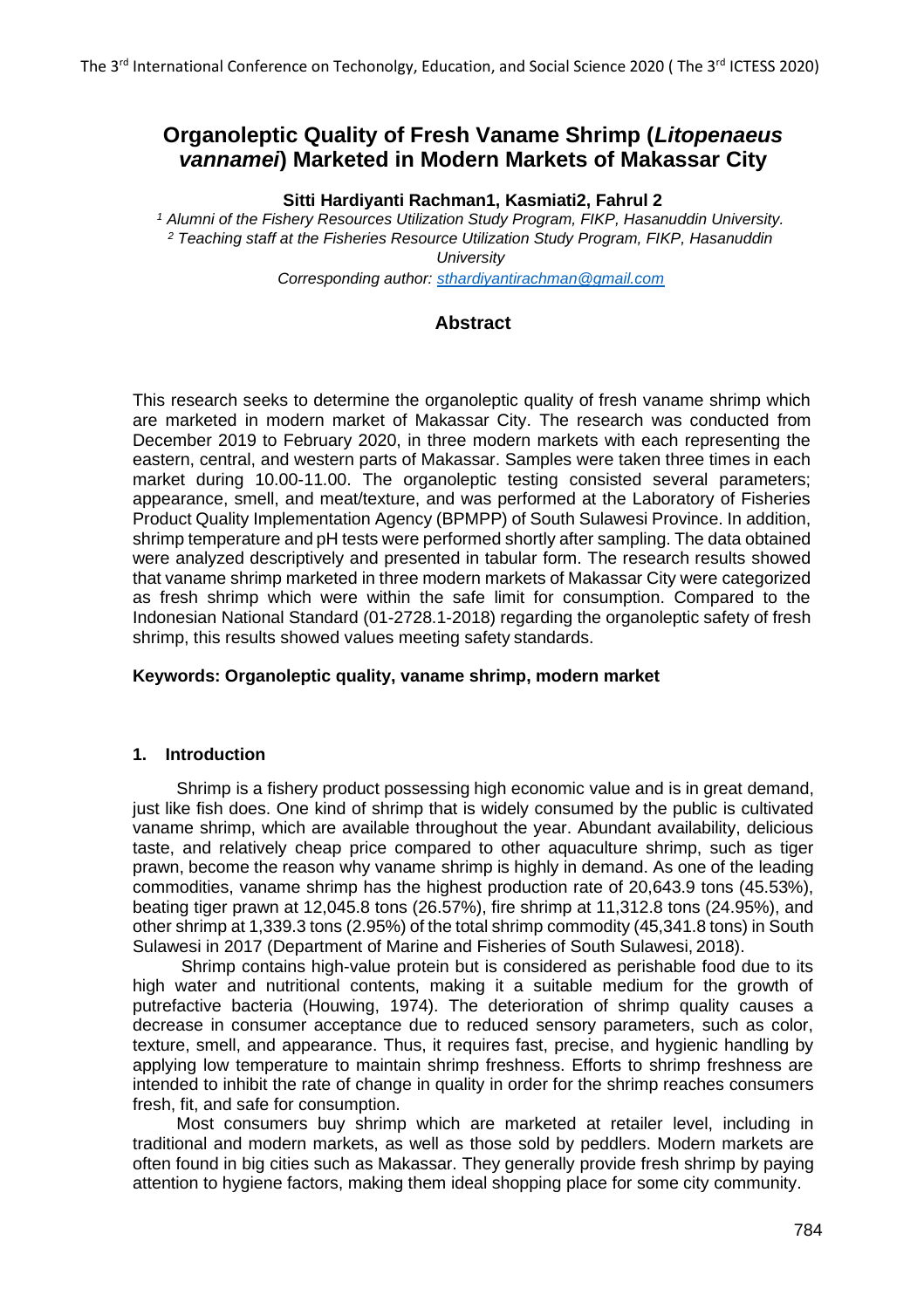# Organoleptic Quality of Fresh Vaname Shrimp (*Litopenaeus vannamei*) Marketed in Modern Markets of Makassar City

**Sitti Hardiyanti Rachman1, Kasmiati2, Fahrul 2**

[1] *Alumni of the Fishery Resources Utilization Study Program, FIKP, Hasanuddin University.*
[2] *Teaching staff at the Fisheries Resource Utilization Study Program, FIKP, Hasanuddin University*
*Corresponding author: sthardiyantirachman@gmail.com*

## Abstract

This research seeks to determine the organoleptic quality of fresh vaname shrimp which are marketed in modern market of Makassar City. The research was conducted from December 2019 to February 2020, in three modern markets with each representing the eastern, central, and western parts of Makassar. Samples were taken three times in each market during 10.00-11.00. The organoleptic testing consisted several parameters; appearance, smell, and meat/texture, and was performed at the Laboratory of Fisheries Product Quality Implementation Agency (BPMPP) of South Sulawesi Province. In addition, shrimp temperature and pH tests were performed shortly after sampling. The data obtained were analyzed descriptively and presented in tabular form. The research results showed that vaname shrimp marketed in three modern markets of Makassar City were categorized as fresh shrimp which were within the safe limit for consumption. Compared to the Indonesian National Standard (01-2728.1-2018) regarding the organoleptic safety of fresh shrimp, this results showed values meeting safety standards.

**Keywords: Organoleptic quality, vaname shrimp, modern market**

## 1. Introduction

Shrimp is a fishery product possessing high economic value and is in great demand, just like fish does. One kind of shrimp that is widely consumed by the public is cultivated vaname shrimp, which are available throughout the year. Abundant availability, delicious taste, and relatively cheap price compared to other aquaculture shrimp, such as tiger prawn, become the reason why vaname shrimp is highly in demand. As one of the leading commodities, vaname shrimp has the highest production rate of 20,643.9 tons (45.53%), beating tiger prawn at 12,045.8 tons (26.57%), fire shrimp at 11,312.8 tons (24.95%), and other shrimp at 1,339.3 tons (2.95%) of the total shrimp commodity (45,341.8 tons) in South Sulawesi in 2017 (Department of Marine and Fisheries of South Sulawesi, 2018).

Shrimp contains high-value protein but is considered as perishable food due to its high water and nutritional contents, making it a suitable medium for the growth of putrefactive bacteria (Houwing, 1974). The deterioration of shrimp quality causes a decrease in consumer acceptance due to reduced sensory parameters, such as color, texture, smell, and appearance. Thus, it requires fast, precise, and hygienic handling by applying low temperature to maintain shrimp freshness. Efforts to shrimp freshness are intended to inhibit the rate of change in quality in order for the shrimp reaches consumers fresh, fit, and safe for consumption.

Most consumers buy shrimp which are marketed at retailer level, including in traditional and modern markets, as well as those sold by peddlers. Modern markets are often found in big cities such as Makassar. They generally provide fresh shrimp by paying attention to hygiene factors, making them ideal shopping place for some city community.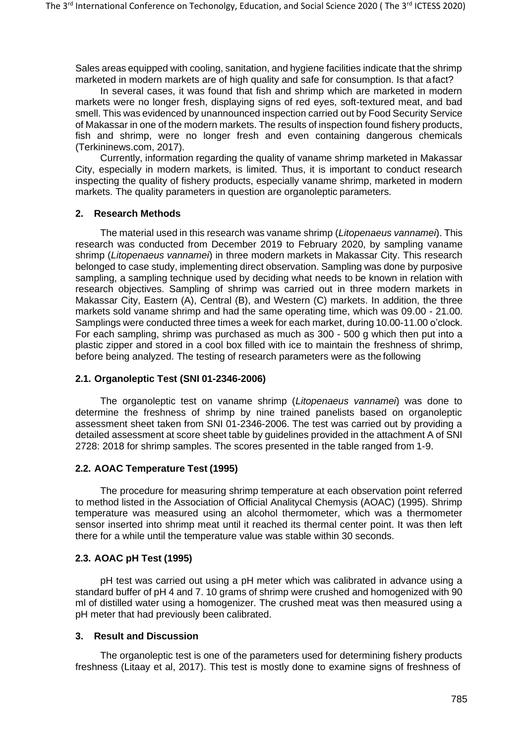Sales areas equipped with cooling, sanitation, and hygiene facilities indicate that the shrimp marketed in modern markets are of high quality and safe for consumption. Is that afact?

In several cases, it was found that fish and shrimp which are marketed in modern markets were no longer fresh, displaying signs of red eyes, soft-textured meat, and bad smell. This was evidenced by unannounced inspection carried out by Food Security Service of Makassar in one of the modern markets. The results of inspection found fishery products, fish and shrimp, were no longer fresh and even containing dangerous chemicals (Terkininews.com, 2017).

Currently, information regarding the quality of vaname shrimp marketed in Makassar City, especially in modern markets, is limited. Thus, it is important to conduct research inspecting the quality of fishery products, especially vaname shrimp, marketed in modern markets. The quality parameters in question are organoleptic parameters.

## 2. Research Methods

The material used in this research was vaname shrimp (*Litopenaeus vannamei*). This research was conducted from December 2019 to February 2020, by sampling vaname shrimp (*Litopenaeus vannamei*) in three modern markets in Makassar City. This research belonged to case study, implementing direct observation. Sampling was done by purposive sampling, a sampling technique used by deciding what needs to be known in relation with research objectives. Sampling of shrimp was carried out in three modern markets in Makassar City, Eastern (A), Central (B), and Western (C) markets. In addition, the three markets sold vaname shrimp and had the same operating time, which was 09.00 - 21.00. Samplings were conducted three times a week for each market, during 10.00-11.00 o'clock. For each sampling, shrimp was purchased as much as 300 - 500 g which then put into a plastic zipper and stored in a cool box filled with ice to maintain the freshness of shrimp, before being analyzed. The testing of research parameters were as the following

### 2.1. Organoleptic Test (SNI 01-2346-2006)

The organoleptic test on vaname shrimp (*Litopenaeus vannamei*) was done to determine the freshness of shrimp by nine trained panelists based on organoleptic assessment sheet taken from SNI 01-2346-2006. The test was carried out by providing a detailed assessment at score sheet table by guidelines provided in the attachment A of SNI 2728: 2018 for shrimp samples. The scores presented in the table ranged from 1-9.

### 2.2. AOAC Temperature Test (1995)

The procedure for measuring shrimp temperature at each observation point referred to method listed in the Association of Official Analitycal Chemysis (AOAC) (1995). Shrimp temperature was measured using an alcohol thermometer, which was a thermometer sensor inserted into shrimp meat until it reached its thermal center point. It was then left there for a while until the temperature value was stable within 30 seconds.

### 2.3. AOAC pH Test (1995)

pH test was carried out using a pH meter which was calibrated in advance using a standard buffer of pH 4 and 7. 10 grams of shrimp were crushed and homogenized with 90 ml of distilled water using a homogenizer. The crushed meat was then measured using a pH meter that had previously been calibrated.

## 3. Result and Discussion

The organoleptic test is one of the parameters used for determining fishery products freshness (Litaay et al, 2017). This test is mostly done to examine signs of freshness of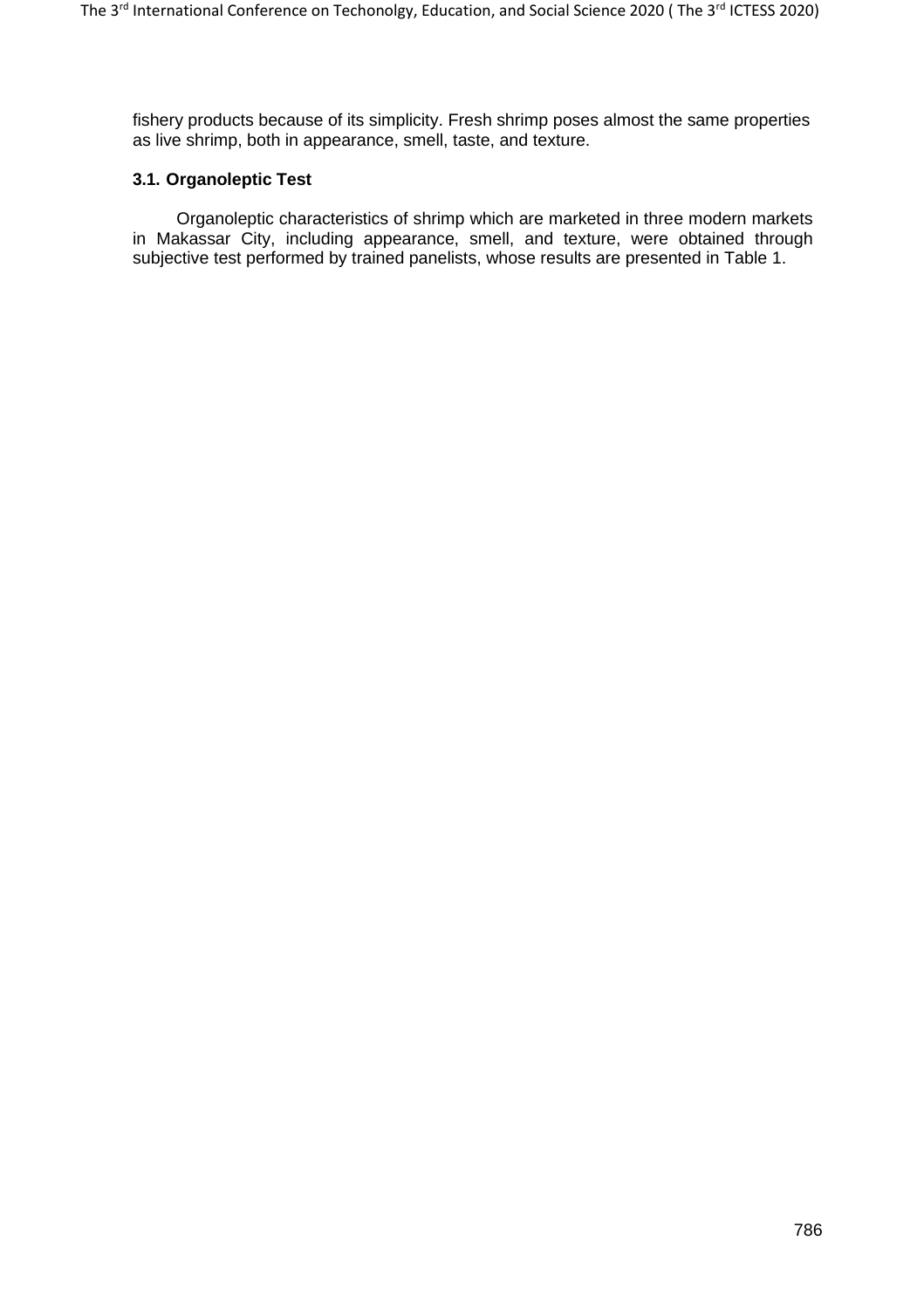fishery products because of its simplicity. Fresh shrimp poses almost the same properties as live shrimp, both in appearance, smell, taste, and texture.

### 3.1. Organoleptic Test

Organoleptic characteristics of shrimp which are marketed in three modern markets in Makassar City, including appearance, smell, and texture, were obtained through subjective test performed by trained panelists, whose results are presented in Table 1.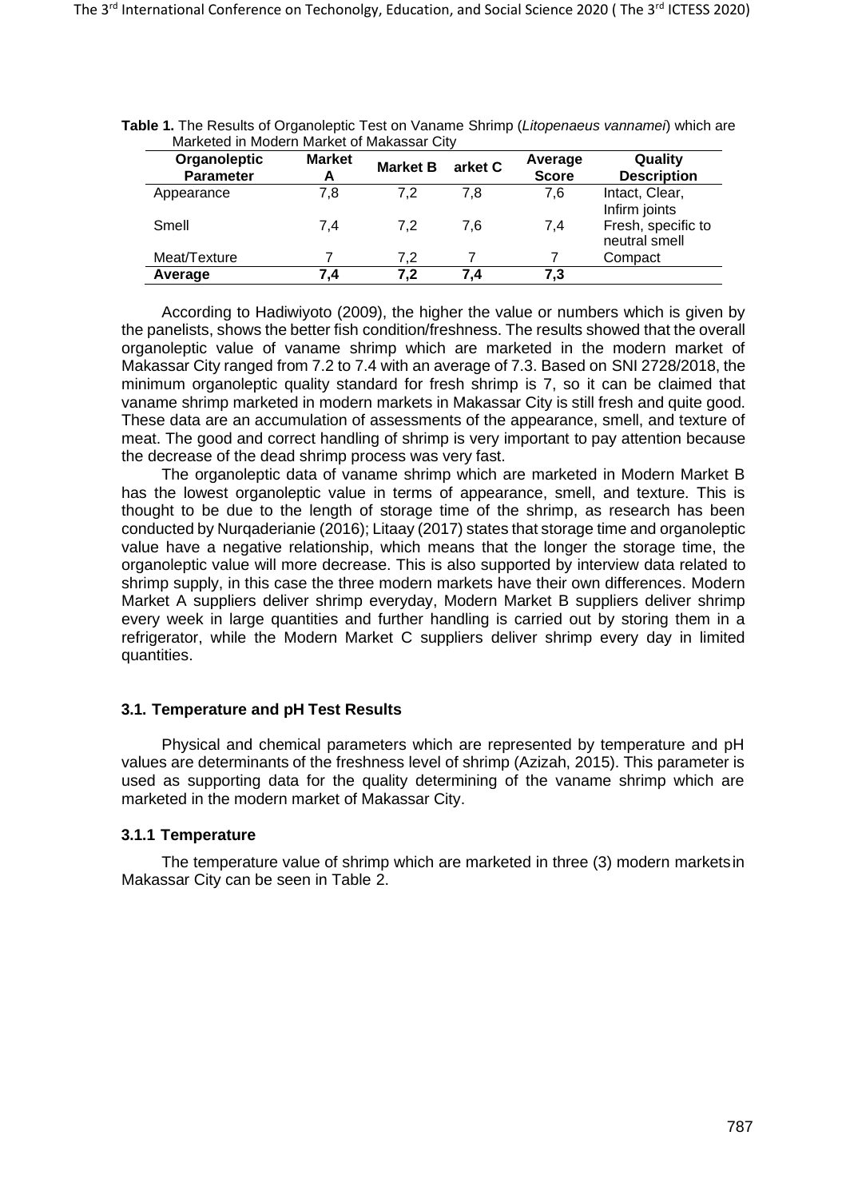**Table 1.** The Results of Organoleptic Test on Vaname Shrimp (*Litopenaeus vannamei*) which are Marketed in Modern Market of Makassar City

| Organoleptic Parameter | Market A | Market B | arket C | Average Score | Quality Description |
|---|---|---|---|---|---|
| Appearance | 7,8 | 7,2 | 7,8 | 7,6 | Intact, Clear, Infirm joints |
| Smell | 7,4 | 7,2 | 7,6 | 7,4 | Fresh, specific to neutral smell |
| Meat/Texture | 7 | 7,2 | 7 | 7 | Compact |
| **Average** | **7,4** | **7,2** | **7,4** | **7,3** | |

According to Hadiwiyoto (2009), the higher the value or numbers which is given by the panelists, shows the better fish condition/freshness. The results showed that the overall organoleptic value of vaname shrimp which are marketed in the modern market of Makassar City ranged from 7.2 to 7.4 with an average of 7.3. Based on SNI 2728/2018, the minimum organoleptic quality standard for fresh shrimp is 7, so it can be claimed that vaname shrimp marketed in modern markets in Makassar City is still fresh and quite good. These data are an accumulation of assessments of the appearance, smell, and texture of meat. The good and correct handling of shrimp is very important to pay attention because the decrease of the dead shrimp process was very fast.

The organoleptic data of vaname shrimp which are marketed in Modern Market B has the lowest organoleptic value in terms of appearance, smell, and texture. This is thought to be due to the length of storage time of the shrimp, as research has been conducted by Nurqaderianie (2016); Litaay (2017) states that storage time and organoleptic value have a negative relationship, which means that the longer the storage time, the organoleptic value will more decrease. This is also supported by interview data related to shrimp supply, in this case the three modern markets have their own differences. Modern Market A suppliers deliver shrimp everyday, Modern Market B suppliers deliver shrimp every week in large quantities and further handling is carried out by storing them in a refrigerator, while the Modern Market C suppliers deliver shrimp every day in limited quantities.

### 3.1. Temperature and pH Test Results

Physical and chemical parameters which are represented by temperature and pH values are determinants of the freshness level of shrimp (Azizah, 2015). This parameter is used as supporting data for the quality determining of the vaname shrimp which are marketed in the modern market of Makassar City.

#### 3.1.1 Temperature

The temperature value of shrimp which are marketed in three (3) modern marketsin Makassar City can be seen in Table 2.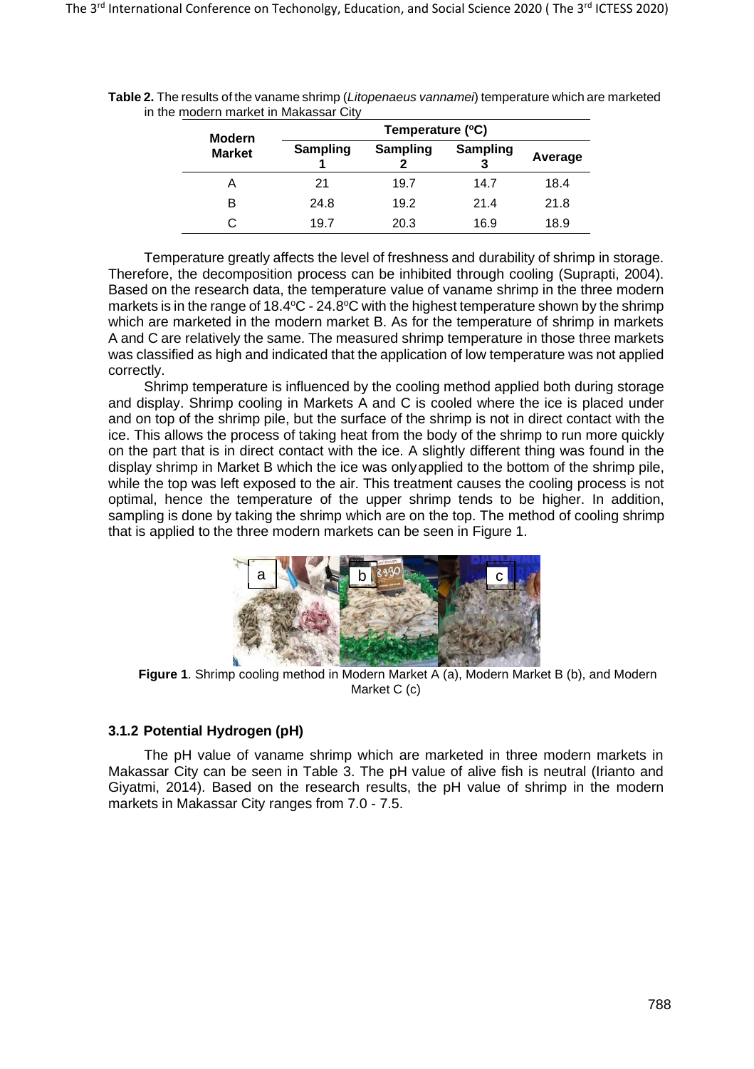**Table 2.** The results of the vaname shrimp (*Litopenaeus vannamei*) temperature which are marketed in the modern market in Makassar City

| Modern Market | Temperature (°C) | | | |
|---|---|---|---|---|
| | Sampling 1 | Sampling 2 | Sampling 3 | Average |
| A | 21 | 19.7 | 14.7 | 18.4 |
| B | 24.8 | 19.2 | 21.4 | 21.8 |
| C | 19.7 | 20.3 | 16.9 | 18.9 |

Temperature greatly affects the level of freshness and durability of shrimp in storage. Therefore, the decomposition process can be inhibited through cooling (Suprapti, 2004). Based on the research data, the temperature value of vaname shrimp in the three modern markets is in the range of 18.4°C - 24.8°C with the highest temperature shown by the shrimp which are marketed in the modern market B. As for the temperature of shrimp in markets A and C are relatively the same. The measured shrimp temperature in those three markets was classified as high and indicated that the application of low temperature was not applied correctly.

Shrimp temperature is influenced by the cooling method applied both during storage and display. Shrimp cooling in Markets A and C is cooled where the ice is placed under and on top of the shrimp pile, but the surface of the shrimp is not in direct contact with the ice. This allows the process of taking heat from the body of the shrimp to run more quickly on the part that is in direct contact with the ice. A slightly different thing was found in the display shrimp in Market B which the ice was only applied to the bottom of the shrimp pile, while the top was left exposed to the air. This treatment causes the cooling process is not optimal, hence the temperature of the upper shrimp tends to be higher. In addition, sampling is done by taking the shrimp which are on the top. The method of cooling shrimp that is applied to the three modern markets can be seen in Figure 1.

**Figure 1**. Shrimp cooling method in Modern Market A (a), Modern Market B (b), and Modern Market C (c)

### 3.1.2 Potential Hydrogen (pH)

The pH value of vaname shrimp which are marketed in three modern markets in Makassar City can be seen in Table 3. The pH value of alive fish is neutral (Irianto and Giyatmi, 2014). Based on the research results, the pH value of shrimp in the modern markets in Makassar City ranges from 7.0 - 7.5.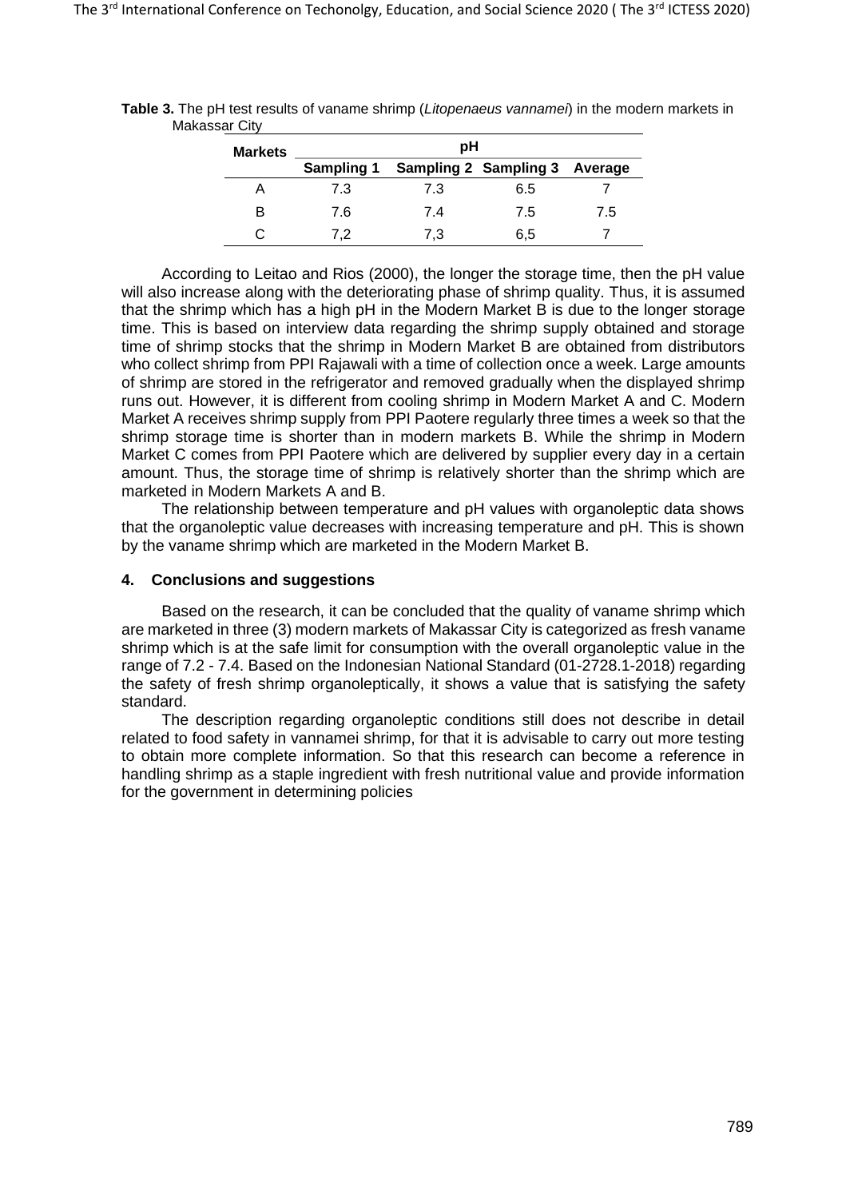**Table 3.** The pH test results of vaname shrimp (*Litopenaeus vannamei*) in the modern markets in Makassar City

| Markets | pH | | | |
|---|---|---|---|---|
| | **Sampling 1** | **Sampling 2** | **Sampling 3** | **Average** |
| A | 7.3 | 7.3 | 6.5 | 7 |
| B | 7.6 | 7.4 | 7.5 | 7.5 |
| C | 7,2 | 7,3 | 6,5 | 7 |

According to Leitao and Rios (2000), the longer the storage time, then the pH value will also increase along with the deteriorating phase of shrimp quality. Thus, it is assumed that the shrimp which has a high pH in the Modern Market B is due to the longer storage time. This is based on interview data regarding the shrimp supply obtained and storage time of shrimp stocks that the shrimp in Modern Market B are obtained from distributors who collect shrimp from PPI Rajawali with a time of collection once a week. Large amounts of shrimp are stored in the refrigerator and removed gradually when the displayed shrimp runs out. However, it is different from cooling shrimp in Modern Market A and C. Modern Market A receives shrimp supply from PPI Paotere regularly three times a week so that the shrimp storage time is shorter than in modern markets B. While the shrimp in Modern Market C comes from PPI Paotere which are delivered by supplier every day in a certain amount. Thus, the storage time of shrimp is relatively shorter than the shrimp which are marketed in Modern Markets A and B.

The relationship between temperature and pH values with organoleptic data shows that the organoleptic value decreases with increasing temperature and pH. This is shown by the vaname shrimp which are marketed in the Modern Market B.

## 4. Conclusions and suggestions

Based on the research, it can be concluded that the quality of vaname shrimp which are marketed in three (3) modern markets of Makassar City is categorized as fresh vaname shrimp which is at the safe limit for consumption with the overall organoleptic value in the range of 7.2 - 7.4. Based on the Indonesian National Standard (01-2728.1-2018) regarding the safety of fresh shrimp organoleptically, it shows a value that is satisfying the safety standard.

The description regarding organoleptic conditions still does not describe in detail related to food safety in vannamei shrimp, for that it is advisable to carry out more testing to obtain more complete information. So that this research can become a reference in handling shrimp as a staple ingredient with fresh nutritional value and provide information for the government in determining policies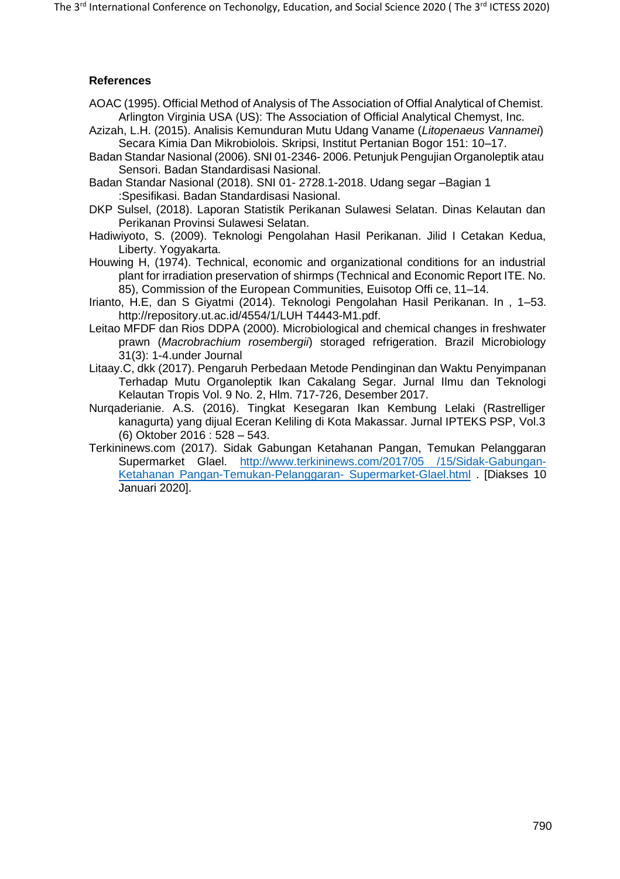## References

AOAC (1995). Official Method of Analysis of The Association of Offial Analytical of Chemist. Arlington Virginia USA (US): The Association of Official Analytical Chemyst, Inc.

Azizah, L.H. (2015). Analisis Kemunduran Mutu Udang Vaname (*Litopenaeus Vannamei*) Secara Kimia Dan Mikrobiolois. Skripsi, Institut Pertanian Bogor 151: 10–17.

Badan Standar Nasional (2006). SNI 01-2346- 2006. Petunjuk Pengujian Organoleptik atau Sensori. Badan Standardisasi Nasional.

Badan Standar Nasional (2018). SNI 01- 2728.1-2018. Udang segar –Bagian 1 :Spesifikasi. Badan Standardisasi Nasional.

DKP Sulsel, (2018). Laporan Statistik Perikanan Sulawesi Selatan. Dinas Kelautan dan Perikanan Provinsi Sulawesi Selatan.

Hadiwiyoto, S. (2009). Teknologi Pengolahan Hasil Perikanan. Jilid I Cetakan Kedua, Liberty. Yogyakarta.

Houwing H, (1974). Technical, economic and organizational conditions for an industrial plant for irradiation preservation of shirmps (Technical and Economic Report ITE. No. 85), Commission of the European Communities, Euisotop Offi ce, 11–14.

Irianto, H.E, dan S Giyatmi (2014). Teknologi Pengolahan Hasil Perikanan. In , 1–53. http://repository.ut.ac.id/4554/1/LUH T4443-M1.pdf.

Leitao MFDF dan Rios DDPA (2000). Microbiological and chemical changes in freshwater prawn (*Macrobrachium rosembergii*) storaged refrigeration. Brazil Microbiology 31(3): 1-4.under Journal

Litaay.C, dkk (2017). Pengaruh Perbedaan Metode Pendinginan dan Waktu Penyimpanan Terhadap Mutu Organoleptik Ikan Cakalang Segar. Jurnal Ilmu dan Teknologi Kelautan Tropis Vol. 9 No. 2, Hlm. 717-726, Desember 2017.

Nurqaderianie. A.S. (2016). Tingkat Kesegaran Ikan Kembung Lelaki (Rastrelliger kanagurta) yang dijual Eceran Keliling di Kota Makassar. Jurnal IPTEKS PSP, Vol.3 (6) Oktober 2016 : 528 – 543.

Terkininews.com (2017). Sidak Gabungan Ketahanan Pangan, Temukan Pelanggaran Supermarket Glael. http://www.terkininews.com/2017/05 /15/Sidak-Gabungan-Ketahanan Pangan-Temukan-Pelanggaran- Supermarket-Glael.html . [Diakses 10 Januari 2020].